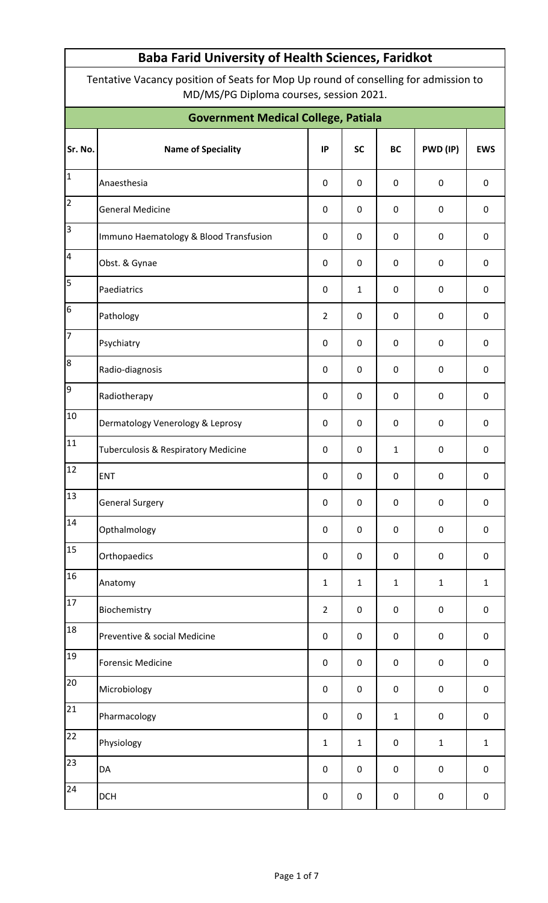# Baba Farid University of Health Sciences, Faridkot

Tentative Vacancy position of Seats for Mop Up round of conselling for admission to MD/MS/PG Diploma courses, session 2021.

## Government Medical College, Patiala

| Sr. No. | Name of Speciality | IP | SC | BC | PWD (IP) | EWS |
|---|---|---|---|---|---|---|
| 1 | Anaesthesia | 0 | 0 | 0 | 0 | 0 |
| 2 | General Medicine | 0 | 0 | 0 | 0 | 0 |
| 3 | Immuno Haematology & Blood Transfusion | 0 | 0 | 0 | 0 | 0 |
| 4 | Obst. & Gynae | 0 | 0 | 0 | 0 | 0 |
| 5 | Paediatrics | 0 | 1 | 0 | 0 | 0 |
| 6 | Pathology | 2 | 0 | 0 | 0 | 0 |
| 7 | Psychiatry | 0 | 0 | 0 | 0 | 0 |
| 8 | Radio-diagnosis | 0 | 0 | 0 | 0 | 0 |
| 9 | Radiotherapy | 0 | 0 | 0 | 0 | 0 |
| 10 | Dermatology Venerology & Leprosy | 0 | 0 | 0 | 0 | 0 |
| 11 | Tuberculosis & Respiratory Medicine | 0 | 0 | 1 | 0 | 0 |
| 12 | ENT | 0 | 0 | 0 | 0 | 0 |
| 13 | General Surgery | 0 | 0 | 0 | 0 | 0 |
| 14 | Opthalmology | 0 | 0 | 0 | 0 | 0 |
| 15 | Orthopaedics | 0 | 0 | 0 | 0 | 0 |
| 16 | Anatomy | 1 | 1 | 1 | 1 | 1 |
| 17 | Biochemistry | 2 | 0 | 0 | 0 | 0 |
| 18 | Preventive & social Medicine | 0 | 0 | 0 | 0 | 0 |
| 19 | Forensic Medicine | 0 | 0 | 0 | 0 | 0 |
| 20 | Microbiology | 0 | 0 | 0 | 0 | 0 |
| 21 | Pharmacology | 0 | 0 | 1 | 0 | 0 |
| 22 | Physiology | 1 | 1 | 0 | 1 | 1 |
| 23 | DA | 0 | 0 | 0 | 0 | 0 |
| 24 | DCH | 0 | 0 | 0 | 0 | 0 |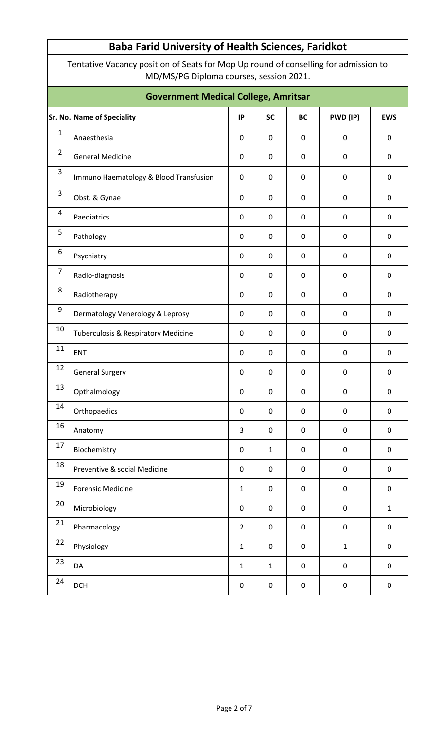# Baba Farid University of Health Sciences, Faridkot

Tentative Vacancy position of Seats for Mop Up round of consellling for admission to MD/MS/PG Diploma courses, session 2021.

## Government Medical College, Amritsar

| Sr. No. | Name of Speciality | IP | SC | BC | PWD (IP) | EWS |
|---|---|---|---|---|---|---|
| 1 | Anaesthesia | 0 | 0 | 0 | 0 | 0 |
| 2 | General Medicine | 0 | 0 | 0 | 0 | 0 |
| 3 | Immuno Haematology & Blood Transfusion | 0 | 0 | 0 | 0 | 0 |
| 3 | Obst. & Gynae | 0 | 0 | 0 | 0 | 0 |
| 4 | Paediatrics | 0 | 0 | 0 | 0 | 0 |
| 5 | Pathology | 0 | 0 | 0 | 0 | 0 |
| 6 | Psychiatry | 0 | 0 | 0 | 0 | 0 |
| 7 | Radio-diagnosis | 0 | 0 | 0 | 0 | 0 |
| 8 | Radiotherapy | 0 | 0 | 0 | 0 | 0 |
| 9 | Dermatology Venerology & Leprosy | 0 | 0 | 0 | 0 | 0 |
| 10 | Tuberculosis & Respiratory Medicine | 0 | 0 | 0 | 0 | 0 |
| 11 | ENT | 0 | 0 | 0 | 0 | 0 |
| 12 | General Surgery | 0 | 0 | 0 | 0 | 0 |
| 13 | Opthalmology | 0 | 0 | 0 | 0 | 0 |
| 14 | Orthopaedics | 0 | 0 | 0 | 0 | 0 |
| 16 | Anatomy | 3 | 0 | 0 | 0 | 0 |
| 17 | Biochemistry | 0 | 1 | 0 | 0 | 0 |
| 18 | Preventive & social Medicine | 0 | 0 | 0 | 0 | 0 |
| 19 | Forensic Medicine | 1 | 0 | 0 | 0 | 0 |
| 20 | Microbiology | 0 | 0 | 0 | 0 | 1 |
| 21 | Pharmacology | 2 | 0 | 0 | 0 | 0 |
| 22 | Physiology | 1 | 0 | 0 | 1 | 0 |
| 23 | DA | 1 | 1 | 0 | 0 | 0 |
| 24 | DCH | 0 | 0 | 0 | 0 | 0 |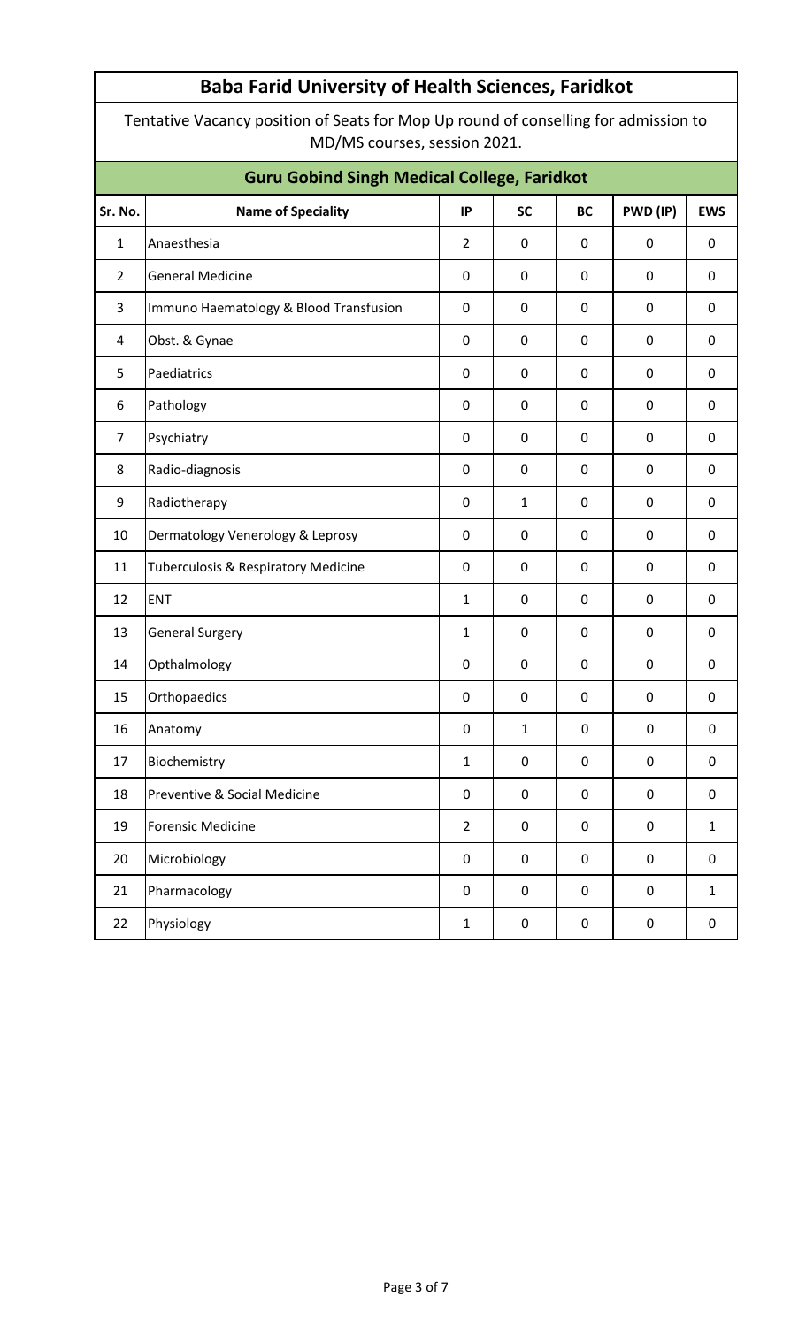# Baba Farid University of Health Sciences, Faridkot

Tentative Vacancy position of Seats for Mop Up round of conselling for admission to MD/MS courses, session 2021.

## Guru Gobind Singh Medical College, Faridkot

| Sr. No. | Name of Speciality | IP | SC | BC | PWD (IP) | EWS |
|---|---|---|---|---|---|---|
| 1 | Anaesthesia | 2 | 0 | 0 | 0 | 0 |
| 2 | General Medicine | 0 | 0 | 0 | 0 | 0 |
| 3 | Immuno Haematology & Blood Transfusion | 0 | 0 | 0 | 0 | 0 |
| 4 | Obst. & Gynae | 0 | 0 | 0 | 0 | 0 |
| 5 | Paediatrics | 0 | 0 | 0 | 0 | 0 |
| 6 | Pathology | 0 | 0 | 0 | 0 | 0 |
| 7 | Psychiatry | 0 | 0 | 0 | 0 | 0 |
| 8 | Radio-diagnosis | 0 | 0 | 0 | 0 | 0 |
| 9 | Radiotherapy | 0 | 1 | 0 | 0 | 0 |
| 10 | Dermatology Venerology & Leprosy | 0 | 0 | 0 | 0 | 0 |
| 11 | Tuberculosis & Respiratory Medicine | 0 | 0 | 0 | 0 | 0 |
| 12 | ENT | 1 | 0 | 0 | 0 | 0 |
| 13 | General Surgery | 1 | 0 | 0 | 0 | 0 |
| 14 | Opthalmology | 0 | 0 | 0 | 0 | 0 |
| 15 | Orthopaedics | 0 | 0 | 0 | 0 | 0 |
| 16 | Anatomy | 0 | 1 | 0 | 0 | 0 |
| 17 | Biochemistry | 1 | 0 | 0 | 0 | 0 |
| 18 | Preventive & Social Medicine | 0 | 0 | 0 | 0 | 0 |
| 19 | Forensic Medicine | 2 | 0 | 0 | 0 | 1 |
| 20 | Microbiology | 0 | 0 | 0 | 0 | 0 |
| 21 | Pharmacology | 0 | 0 | 0 | 0 | 1 |
| 22 | Physiology | 1 | 0 | 0 | 0 | 0 |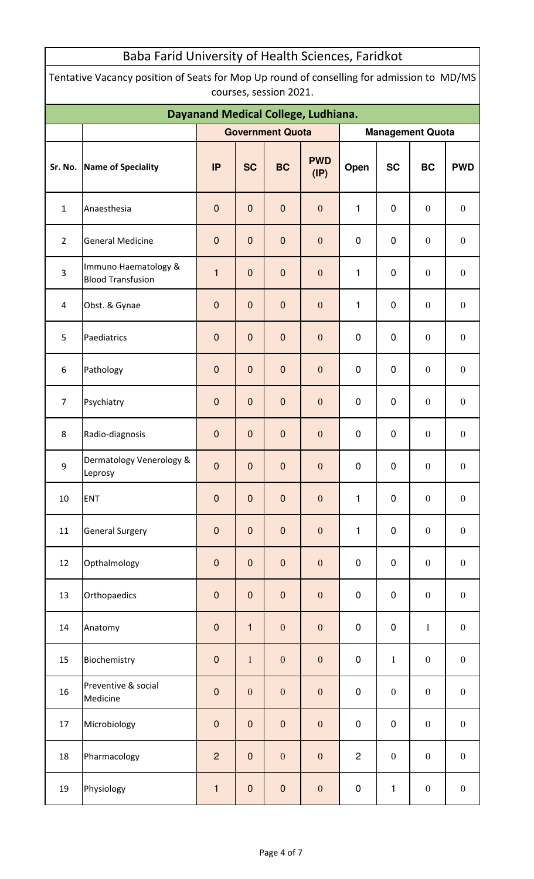# Baba Farid University of Health Sciences, Faridkot

Tentative Vacancy position of Seats for Mop Up round of conselling for admission to MD/MS courses, session 2021.

## Dayanand Medical College, Ludhiana.

| | | Government Quota | | | | Management Quota | | | |
|---|---|---|---|---|---|---|---|---|---|
| Sr. No. | Name of Speciality | IP | SC | BC | PWD (IP) | Open | SC | BC | PWD |
| 1 | Anaesthesia | 0 | 0 | 0 | 0 | 1 | 0 | 0 | 0 |
| 2 | General Medicine | 0 | 0 | 0 | 0 | 0 | 0 | 0 | 0 |
| 3 | Immuno Haematology & Blood Transfusion | 1 | 0 | 0 | 0 | 1 | 0 | 0 | 0 |
| 4 | Obst. & Gynae | 0 | 0 | 0 | 0 | 1 | 0 | 0 | 0 |
| 5 | Paediatrics | 0 | 0 | 0 | 0 | 0 | 0 | 0 | 0 |
| 6 | Pathology | 0 | 0 | 0 | 0 | 0 | 0 | 0 | 0 |
| 7 | Psychiatry | 0 | 0 | 0 | 0 | 0 | 0 | 0 | 0 |
| 8 | Radio-diagnosis | 0 | 0 | 0 | 0 | 0 | 0 | 0 | 0 |
| 9 | Dermatology Venerology & Leprosy | 0 | 0 | 0 | 0 | 0 | 0 | 0 | 0 |
| 10 | ENT | 0 | 0 | 0 | 0 | 1 | 0 | 0 | 0 |
| 11 | General Surgery | 0 | 0 | 0 | 0 | 1 | 0 | 0 | 0 |
| 12 | Opthalmology | 0 | 0 | 0 | 0 | 0 | 0 | 0 | 0 |
| 13 | Orthopaedics | 0 | 0 | 0 | 0 | 0 | 0 | 0 | 0 |
| 14 | Anatomy | 0 | 1 | 0 | 0 | 0 | 0 | 1 | 0 |
| 15 | Biochemistry | 0 | 1 | 0 | 0 | 0 | 1 | 0 | 0 |
| 16 | Preventive & social Medicine | 0 | 0 | 0 | 0 | 0 | 0 | 0 | 0 |
| 17 | Microbiology | 0 | 0 | 0 | 0 | 0 | 0 | 0 | 0 |
| 18 | Pharmacology | 2 | 0 | 0 | 0 | 2 | 0 | 0 | 0 |
| 19 | Physiology | 1 | 0 | 0 | 0 | 0 | 1 | 0 | 0 |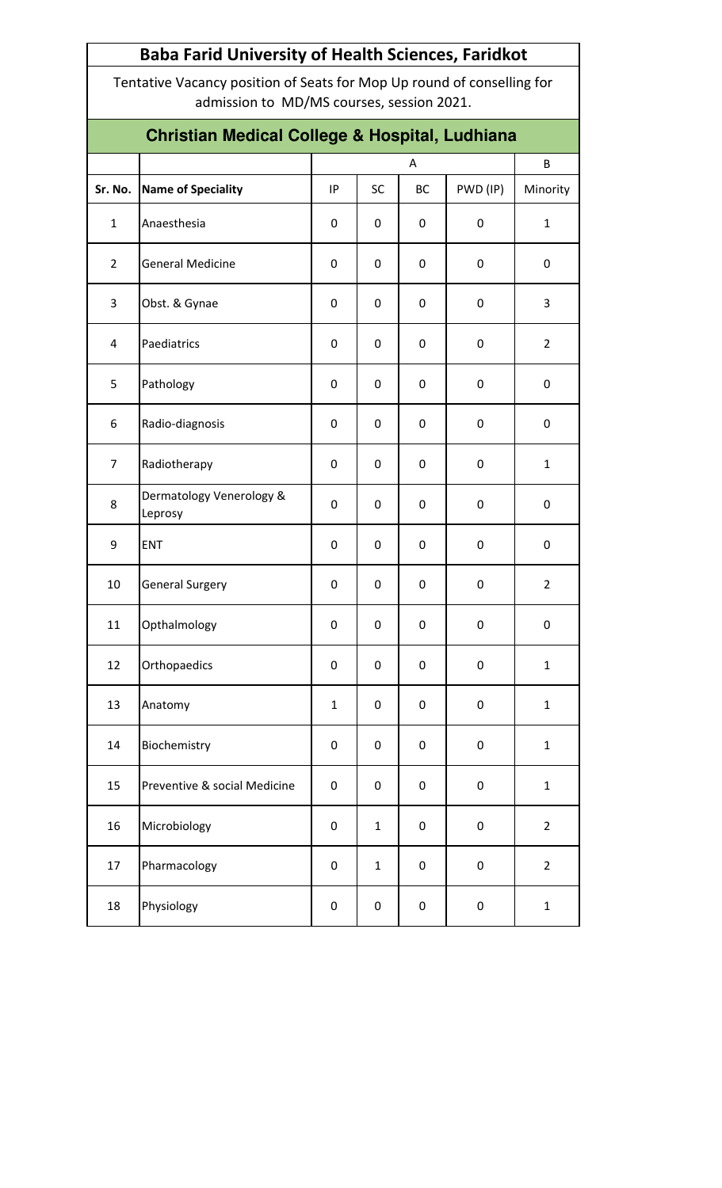## Baba Farid University of Health Sciences, Faridkot

Tentative Vacancy position of Seats for Mop Up round of conselling for admission to MD/MS courses, session 2021.

### Christian Medical College & Hospital, Ludhiana

| | | A | | | | B |
|---|---|---|---|---|---|---|
| Sr. No. | Name of Speciality | IP | SC | BC | PWD (IP) | Minority |
| 1 | Anaesthesia | 0 | 0 | 0 | 0 | 1 |
| 2 | General Medicine | 0 | 0 | 0 | 0 | 0 |
| 3 | Obst. & Gynae | 0 | 0 | 0 | 0 | 3 |
| 4 | Paediatrics | 0 | 0 | 0 | 0 | 2 |
| 5 | Pathology | 0 | 0 | 0 | 0 | 0 |
| 6 | Radio-diagnosis | 0 | 0 | 0 | 0 | 0 |
| 7 | Radiotherapy | 0 | 0 | 0 | 0 | 1 |
| 8 | Dermatology Venerology & Leprosy | 0 | 0 | 0 | 0 | 0 |
| 9 | ENT | 0 | 0 | 0 | 0 | 0 |
| 10 | General Surgery | 0 | 0 | 0 | 0 | 2 |
| 11 | Opthalmology | 0 | 0 | 0 | 0 | 0 |
| 12 | Orthopaedics | 0 | 0 | 0 | 0 | 1 |
| 13 | Anatomy | 1 | 0 | 0 | 0 | 1 |
| 14 | Biochemistry | 0 | 0 | 0 | 0 | 1 |
| 15 | Preventive & social Medicine | 0 | 0 | 0 | 0 | 1 |
| 16 | Microbiology | 0 | 1 | 0 | 0 | 2 |
| 17 | Pharmacology | 0 | 1 | 0 | 0 | 2 |
| 18 | Physiology | 0 | 0 | 0 | 0 | 1 |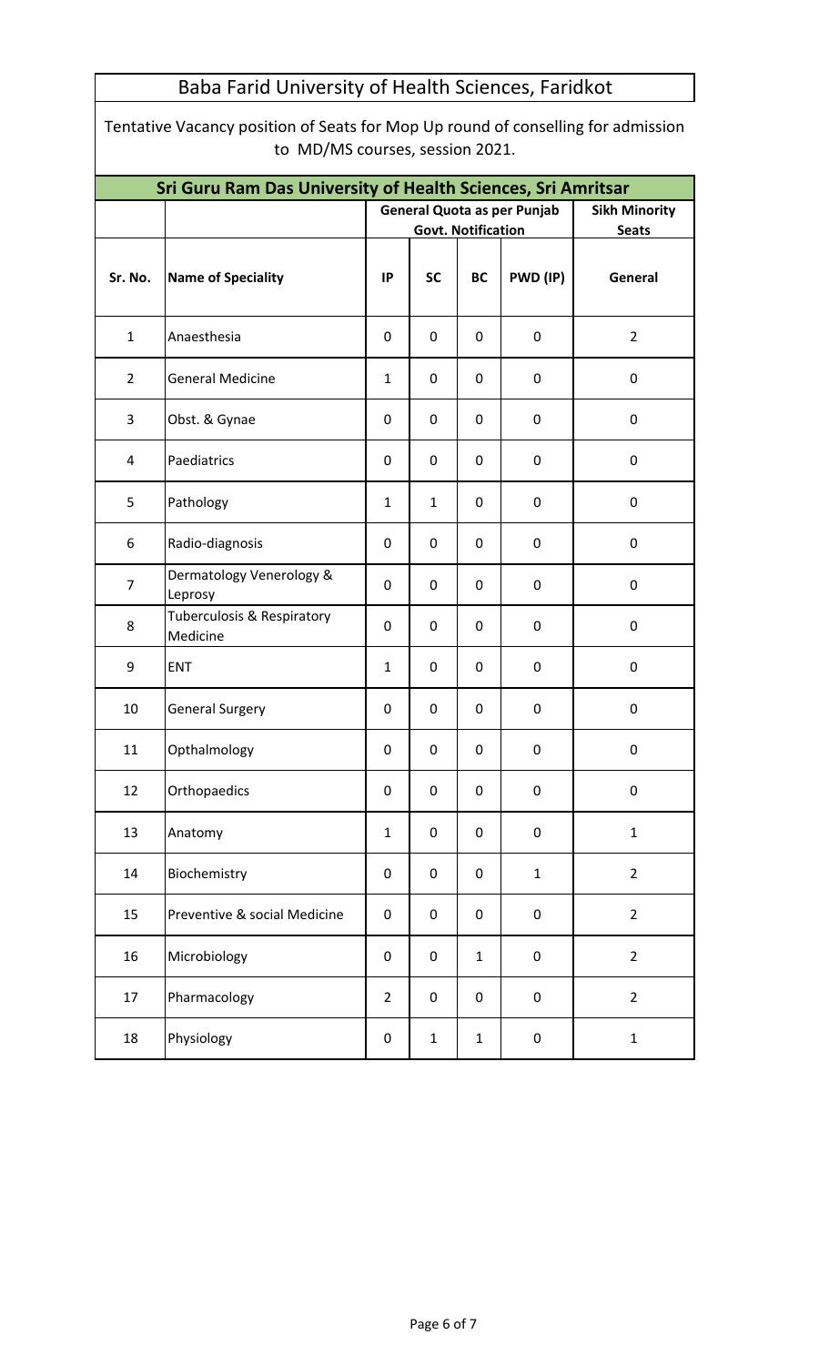# Baba Farid University of Health Sciences, Faridkot

Tentative Vacancy position of Seats for Mop Up round of consellling for admission to MD/MS courses, session 2021.

## Sri Guru Ram Das University of Health Sciences, Sri Amritsar

| | | General Quota as per Punjab Govt. Notification | | | | Sikh Minority Seats |
|---|---|---|---|---|---|---|
| **Sr. No.** | **Name of Speciality** | **IP** | **SC** | **BC** | **PWD (IP)** | **General** |
| 1 | Anaesthesia | 0 | 0 | 0 | 0 | 2 |
| 2 | General Medicine | 1 | 0 | 0 | 0 | 0 |
| 3 | Obst. & Gynae | 0 | 0 | 0 | 0 | 0 |
| 4 | Paediatrics | 0 | 0 | 0 | 0 | 0 |
| 5 | Pathology | 1 | 1 | 0 | 0 | 0 |
| 6 | Radio-diagnosis | 0 | 0 | 0 | 0 | 0 |
| 7 | Dermatology Venerology & Leprosy | 0 | 0 | 0 | 0 | 0 |
| 8 | Tuberculosis & Respiratory Medicine | 0 | 0 | 0 | 0 | 0 |
| 9 | ENT | 1 | 0 | 0 | 0 | 0 |
| 10 | General Surgery | 0 | 0 | 0 | 0 | 0 |
| 11 | Opthalmology | 0 | 0 | 0 | 0 | 0 |
| 12 | Orthopaedics | 0 | 0 | 0 | 0 | 0 |
| 13 | Anatomy | 1 | 0 | 0 | 0 | 1 |
| 14 | Biochemistry | 0 | 0 | 0 | 1 | 2 |
| 15 | Preventive & social Medicine | 0 | 0 | 0 | 0 | 2 |
| 16 | Microbiology | 0 | 0 | 1 | 0 | 2 |
| 17 | Pharmacology | 2 | 0 | 0 | 0 | 2 |
| 18 | Physiology | 0 | 1 | 1 | 0 | 1 |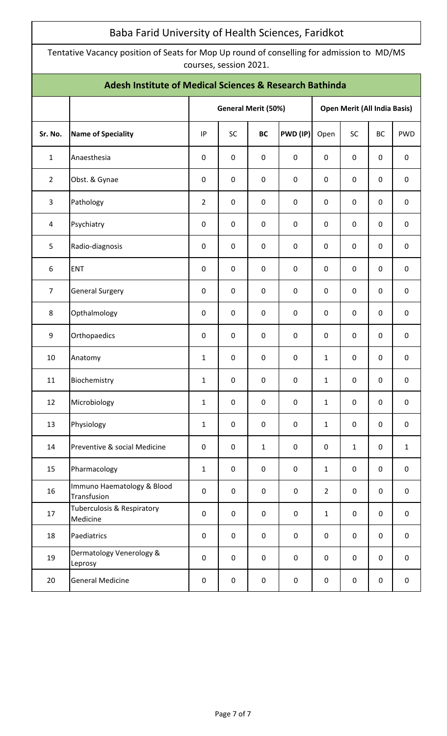# Baba Farid University of Health Sciences, Faridkot

Tentative Vacancy position of Seats for Mop Up round of conselling for admission to MD/MS courses, session 2021.

## Adesh Institute of Medical Sciences & Research Bathinda

| | | General Merit (50%) | | | | Open Merit (All India Basis) | | | |
|---|---|---|---|---|---|---|---|---|---|
| Sr. No. | Name of Speciality | IP | SC | BC | PWD (IP) | Open | SC | BC | PWD |
| 1 | Anaesthesia | 0 | 0 | 0 | 0 | 0 | 0 | 0 | 0 |
| 2 | Obst. & Gynae | 0 | 0 | 0 | 0 | 0 | 0 | 0 | 0 |
| 3 | Pathology | 2 | 0 | 0 | 0 | 0 | 0 | 0 | 0 |
| 4 | Psychiatry | 0 | 0 | 0 | 0 | 0 | 0 | 0 | 0 |
| 5 | Radio-diagnosis | 0 | 0 | 0 | 0 | 0 | 0 | 0 | 0 |
| 6 | ENT | 0 | 0 | 0 | 0 | 0 | 0 | 0 | 0 |
| 7 | General Surgery | 0 | 0 | 0 | 0 | 0 | 0 | 0 | 0 |
| 8 | Opthalmology | 0 | 0 | 0 | 0 | 0 | 0 | 0 | 0 |
| 9 | Orthopaedics | 0 | 0 | 0 | 0 | 0 | 0 | 0 | 0 |
| 10 | Anatomy | 1 | 0 | 0 | 0 | 1 | 0 | 0 | 0 |
| 11 | Biochemistry | 1 | 0 | 0 | 0 | 1 | 0 | 0 | 0 |
| 12 | Microbiology | 1 | 0 | 0 | 0 | 1 | 0 | 0 | 0 |
| 13 | Physiology | 1 | 0 | 0 | 0 | 1 | 0 | 0 | 0 |
| 14 | Preventive & social Medicine | 0 | 0 | 1 | 0 | 0 | 1 | 0 | 1 |
| 15 | Pharmacology | 1 | 0 | 0 | 0 | 1 | 0 | 0 | 0 |
| 16 | Immuno Haematology & Blood Transfusion | 0 | 0 | 0 | 0 | 2 | 0 | 0 | 0 |
| 17 | Tuberculosis & Respiratory Medicine | 0 | 0 | 0 | 0 | 1 | 0 | 0 | 0 |
| 18 | Paediatrics | 0 | 0 | 0 | 0 | 0 | 0 | 0 | 0 |
| 19 | Dermatology Venerology & Leprosy | 0 | 0 | 0 | 0 | 0 | 0 | 0 | 0 |
| 20 | General Medicine | 0 | 0 | 0 | 0 | 0 | 0 | 0 | 0 |